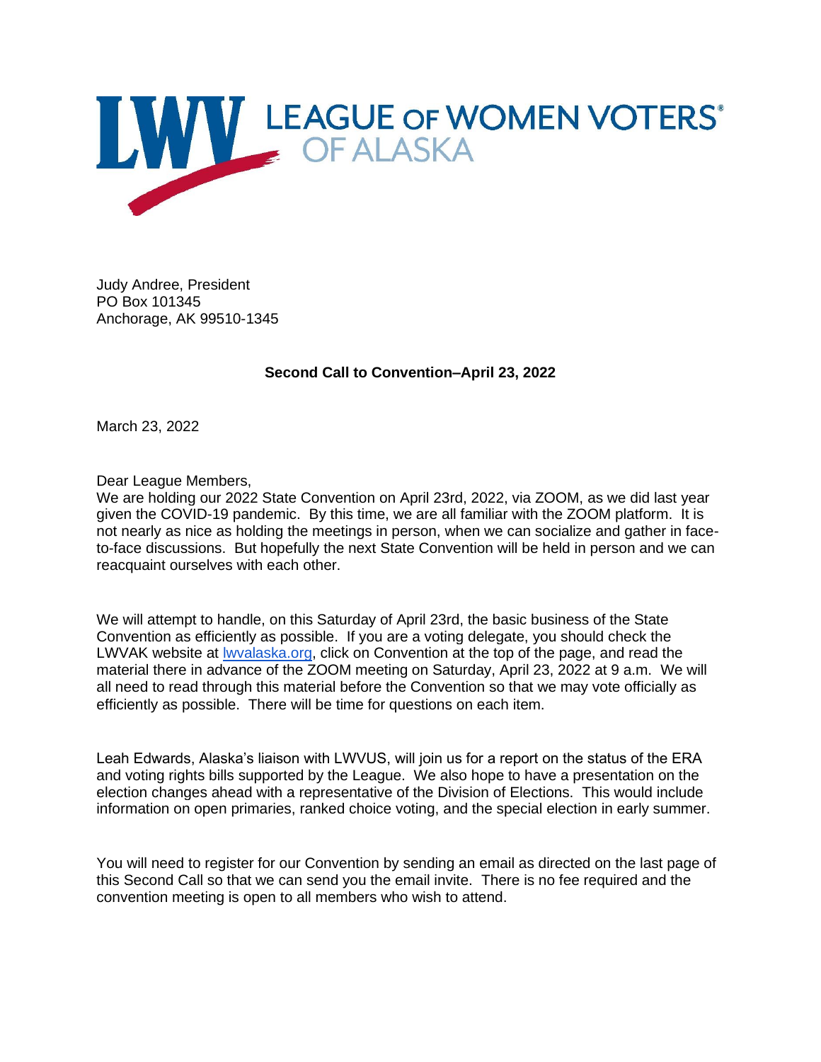LEAGUE OF WOMEN VOTERS OF ALASKA

Judy Andree, President
PO Box 101345
Anchorage, AK 99510-1345

**Second Call to Convention–April 23, 2022**

March 23, 2022

Dear League Members,
We are holding our 2022 State Convention on April 23rd, 2022, via ZOOM, as we did last year given the COVID-19 pandemic. By this time, we are all familiar with the ZOOM platform. It is not nearly as nice as holding the meetings in person, when we can socialize and gather in face-to-face discussions. But hopefully the next State Convention will be held in person and we can reacquaint ourselves with each other.

We will attempt to handle, on this Saturday of April 23rd, the basic business of the State Convention as efficiently as possible. If you are a voting delegate, you should check the LWVAK website at lwvalaska.org, click on Convention at the top of the page, and read the material there in advance of the ZOOM meeting on Saturday, April 23, 2022 at 9 a.m. We will all need to read through this material before the Convention so that we may vote officially as efficiently as possible. There will be time for questions on each item.

Leah Edwards, Alaska's liaison with LWVUS, will join us for a report on the status of the ERA and voting rights bills supported by the League. We also hope to have a presentation on the election changes ahead with a representative of the Division of Elections. This would include information on open primaries, ranked choice voting, and the special election in early summer.

You will need to register for our Convention by sending an email as directed on the last page of this Second Call so that we can send you the email invite. There is no fee required and the convention meeting is open to all members who wish to attend.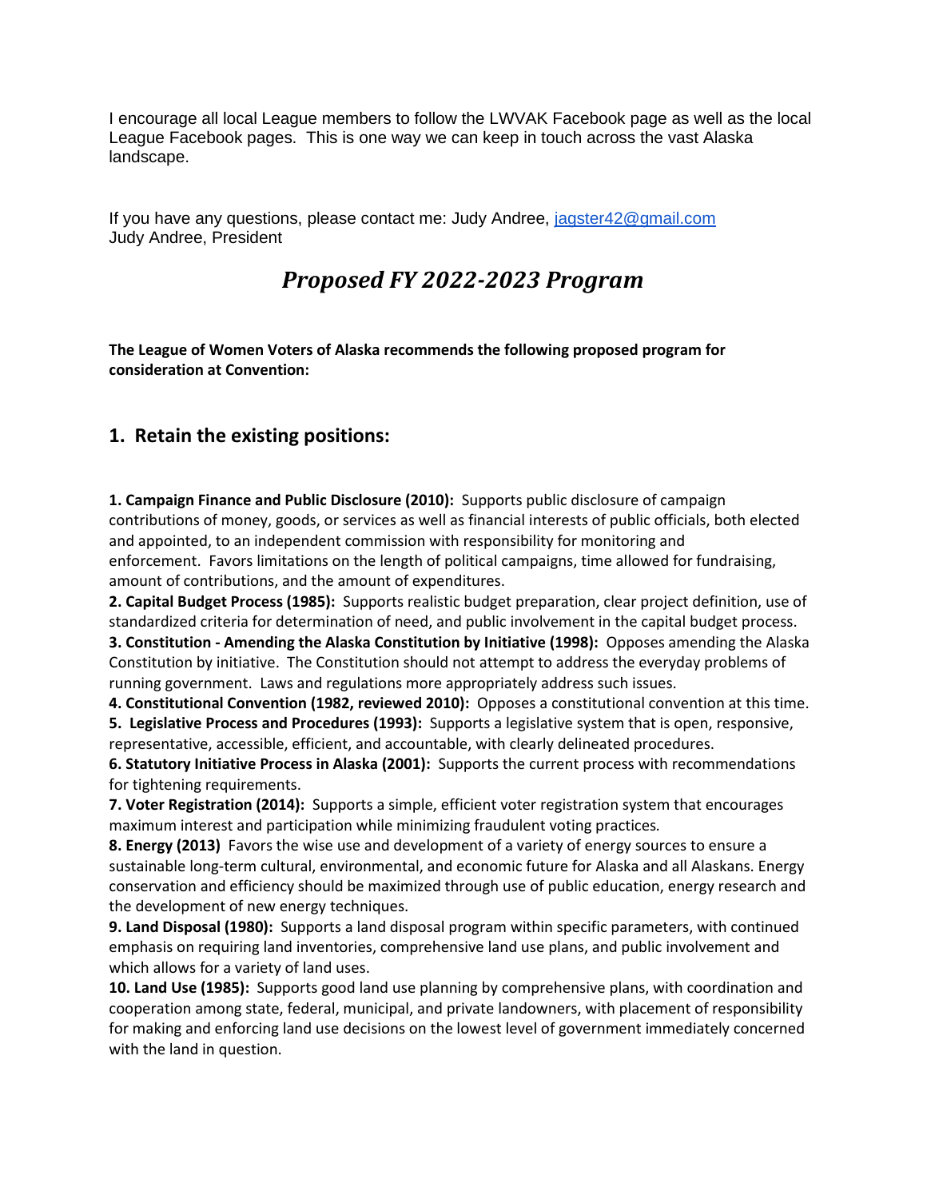I encourage all local League members to follow the LWVAK Facebook page as well as the local League Facebook pages. This is one way we can keep in touch across the vast Alaska landscape.

If you have any questions, please contact me: Judy Andree, [jagster42@gmail.com](mailto:jagster42@gmail.com)
Judy Andree, President

# *Proposed FY 2022-2023 Program*

**The League of Women Voters of Alaska recommends the following proposed program for consideration at Convention:**

## 1. Retain the existing positions:

**1. Campaign Finance and Public Disclosure (2010):** Supports public disclosure of campaign contributions of money, goods, or services as well as financial interests of public officials, both elected and appointed, to an independent commission with responsibility for monitoring and enforcement. Favors limitations on the length of political campaigns, time allowed for fundraising, amount of contributions, and the amount of expenditures.

**2. Capital Budget Process (1985):** Supports realistic budget preparation, clear project definition, use of standardized criteria for determination of need, and public involvement in the capital budget process.

**3. Constitution - Amending the Alaska Constitution by Initiative (1998):** Opposes amending the Alaska Constitution by initiative. The Constitution should not attempt to address the everyday problems of running government. Laws and regulations more appropriately address such issues.

**4. Constitutional Convention (1982, reviewed 2010):** Opposes a constitutional convention at this time.

**5. Legislative Process and Procedures (1993):** Supports a legislative system that is open, responsive, representative, accessible, efficient, and accountable, with clearly delineated procedures.

**6. Statutory Initiative Process in Alaska (2001):** Supports the current process with recommendations for tightening requirements.

**7. Voter Registration (2014):** Supports a simple, efficient voter registration system that encourages maximum interest and participation while minimizing fraudulent voting practices.

**8. Energy (2013)** Favors the wise use and development of a variety of energy sources to ensure a sustainable long-term cultural, environmental, and economic future for Alaska and all Alaskans. Energy conservation and efficiency should be maximized through use of public education, energy research and the development of new energy techniques.

**9. Land Disposal (1980):** Supports a land disposal program within specific parameters, with continued emphasis on requiring land inventories, comprehensive land use plans, and public involvement and which allows for a variety of land uses.

**10. Land Use (1985):** Supports good land use planning by comprehensive plans, with coordination and cooperation among state, federal, municipal, and private landowners, with placement of responsibility for making and enforcing land use decisions on the lowest level of government immediately concerned with the land in question.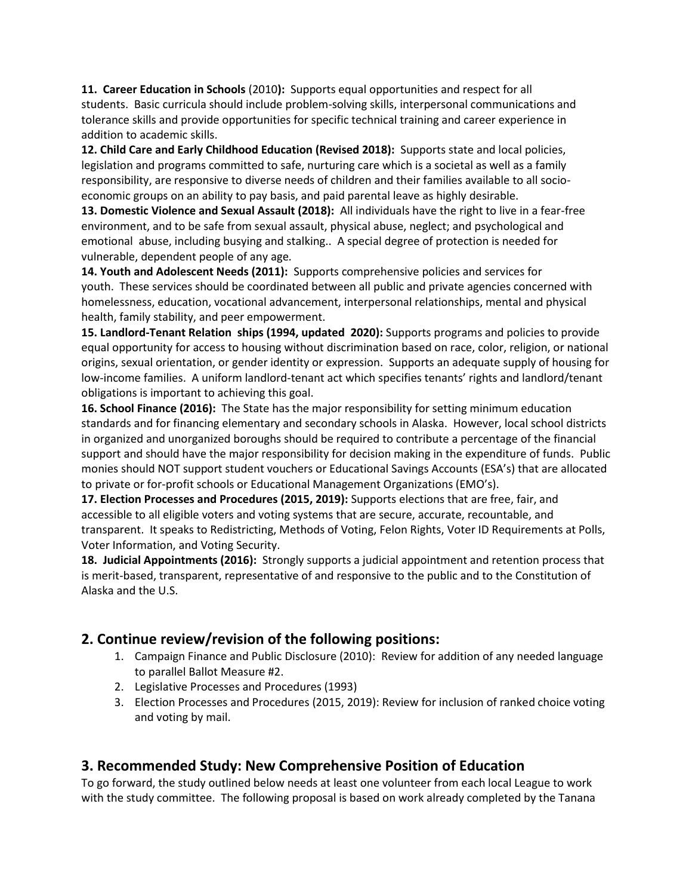**11. Career Education in Schools** (2010**):** Supports equal opportunities and respect for all students. Basic curricula should include problem-solving skills, interpersonal communications and tolerance skills and provide opportunities for specific technical training and career experience in addition to academic skills.

**12. Child Care and Early Childhood Education (Revised 2018):** Supports state and local policies, legislation and programs committed to safe, nurturing care which is a societal as well as a family responsibility, are responsive to diverse needs of children and their families available to all socio-economic groups on an ability to pay basis, and paid parental leave as highly desirable.

**13. Domestic Violence and Sexual Assault (2018):** All individuals have the right to live in a fear-free environment, and to be safe from sexual assault, physical abuse, neglect; and psychological and emotional abuse, including busying and stalking.. A special degree of protection is needed for vulnerable, dependent people of any age.

**14. Youth and Adolescent Needs (2011):** Supports comprehensive policies and services for youth. These services should be coordinated between all public and private agencies concerned with homelessness, education, vocational advancement, interpersonal relationships, mental and physical health, family stability, and peer empowerment.

**15. Landlord-Tenant Relation ships (1994, updated 2020):** Supports programs and policies to provide equal opportunity for access to housing without discrimination based on race, color, religion, or national origins, sexual orientation, or gender identity or expression. Supports an adequate supply of housing for low-income families. A uniform landlord-tenant act which specifies tenants' rights and landlord/tenant obligations is important to achieving this goal.

**16. School Finance (2016):** The State has the major responsibility for setting minimum education standards and for financing elementary and secondary schools in Alaska. However, local school districts in organized and unorganized boroughs should be required to contribute a percentage of the financial support and should have the major responsibility for decision making in the expenditure of funds. Public monies should NOT support student vouchers or Educational Savings Accounts (ESA's) that are allocated to private or for-profit schools or Educational Management Organizations (EMO's).

**17. Election Processes and Procedures (2015, 2019):** Supports elections that are free, fair, and accessible to all eligible voters and voting systems that are secure, accurate, recountable, and transparent. It speaks to Redistricting, Methods of Voting, Felon Rights, Voter ID Requirements at Polls, Voter Information, and Voting Security.

**18. Judicial Appointments (2016):** Strongly supports a judicial appointment and retention process that is merit-based, transparent, representative of and responsive to the public and to the Constitution of Alaska and the U.S.

## 2. Continue review/revision of the following positions:

1. Campaign Finance and Public Disclosure (2010): Review for addition of any needed language to parallel Ballot Measure #2.
2. Legislative Processes and Procedures (1993)
3. Election Processes and Procedures (2015, 2019): Review for inclusion of ranked choice voting and voting by mail.

## 3. Recommended Study: New Comprehensive Position of Education

To go forward, the study outlined below needs at least one volunteer from each local League to work with the study committee. The following proposal is based on work already completed by the Tanana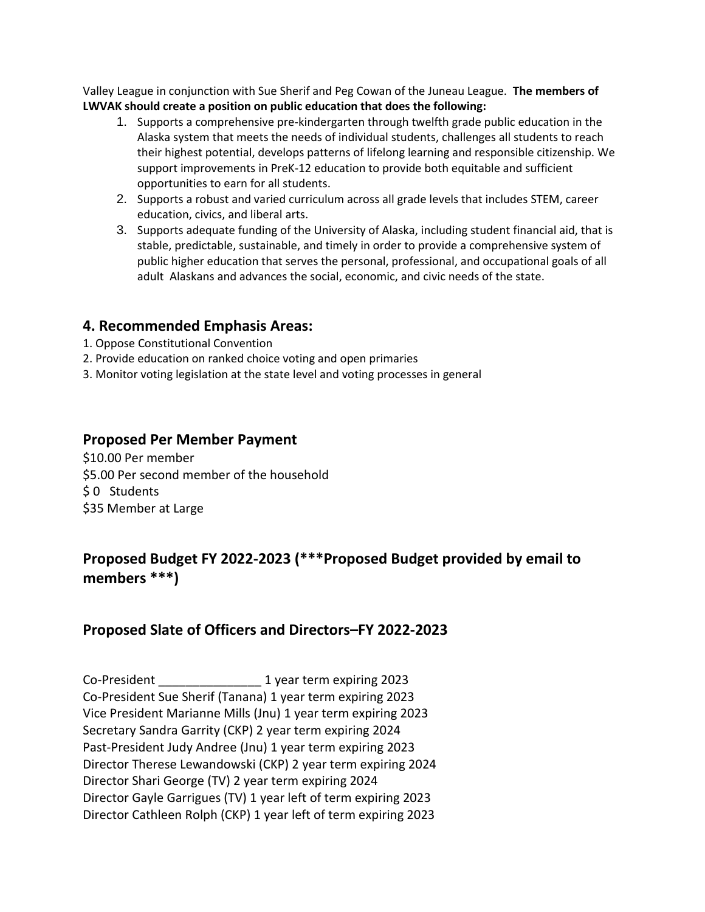Valley League in conjunction with Sue Sherif and Peg Cowan of the Juneau League. **The members of LWVAK should create a position on public education that does the following:**

1. Supports a comprehensive pre-kindergarten through twelfth grade public education in the Alaska system that meets the needs of individual students, challenges all students to reach their highest potential, develops patterns of lifelong learning and responsible citizenship. We support improvements in PreK-12 education to provide both equitable and sufficient opportunities to earn for all students.
2. Supports a robust and varied curriculum across all grade levels that includes STEM, career education, civics, and liberal arts.
3. Supports adequate funding of the University of Alaska, including student financial aid, that is stable, predictable, sustainable, and timely in order to provide a comprehensive system of public higher education that serves the personal, professional, and occupational goals of all adult Alaskans and advances the social, economic, and civic needs of the state.

## 4. Recommended Emphasis Areas:

1. Oppose Constitutional Convention
2. Provide education on ranked choice voting and open primaries
3. Monitor voting legislation at the state level and voting processes in general

## Proposed Per Member Payment

$10.00 Per member
$5.00 Per second member of the household
$ 0 Students
$35 Member at Large

## Proposed Budget FY 2022-2023 (***Proposed Budget provided by email to members ***)

## Proposed Slate of Officers and Directors–FY 2022-2023

Co-President _______________ 1 year term expiring 2023
Co-President Sue Sherif (Tanana) 1 year term expiring 2023
Vice President Marianne Mills (Jnu) 1 year term expiring 2023
Secretary Sandra Garrity (CKP) 2 year term expiring 2024
Past-President Judy Andree (Jnu) 1 year term expiring 2023
Director Therese Lewandowski (CKP) 2 year term expiring 2024
Director Shari George (TV) 2 year term expiring 2024
Director Gayle Garrigues (TV) 1 year left of term expiring 2023
Director Cathleen Rolph (CKP) 1 year left of term expiring 2023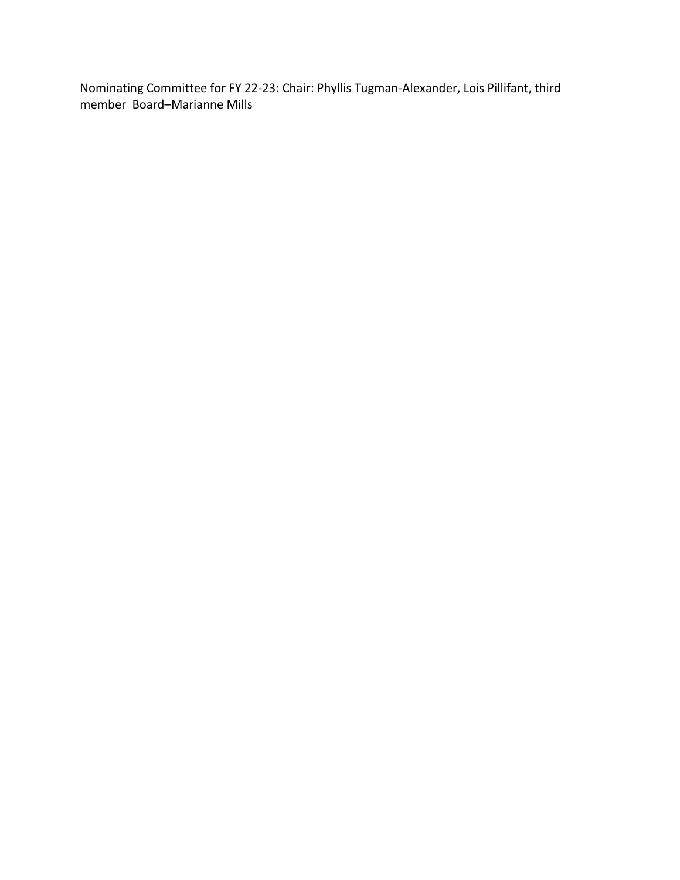Nominating Committee for FY 22-23: Chair: Phyllis Tugman-Alexander, Lois Pillifant, third member Board–Marianne Mills